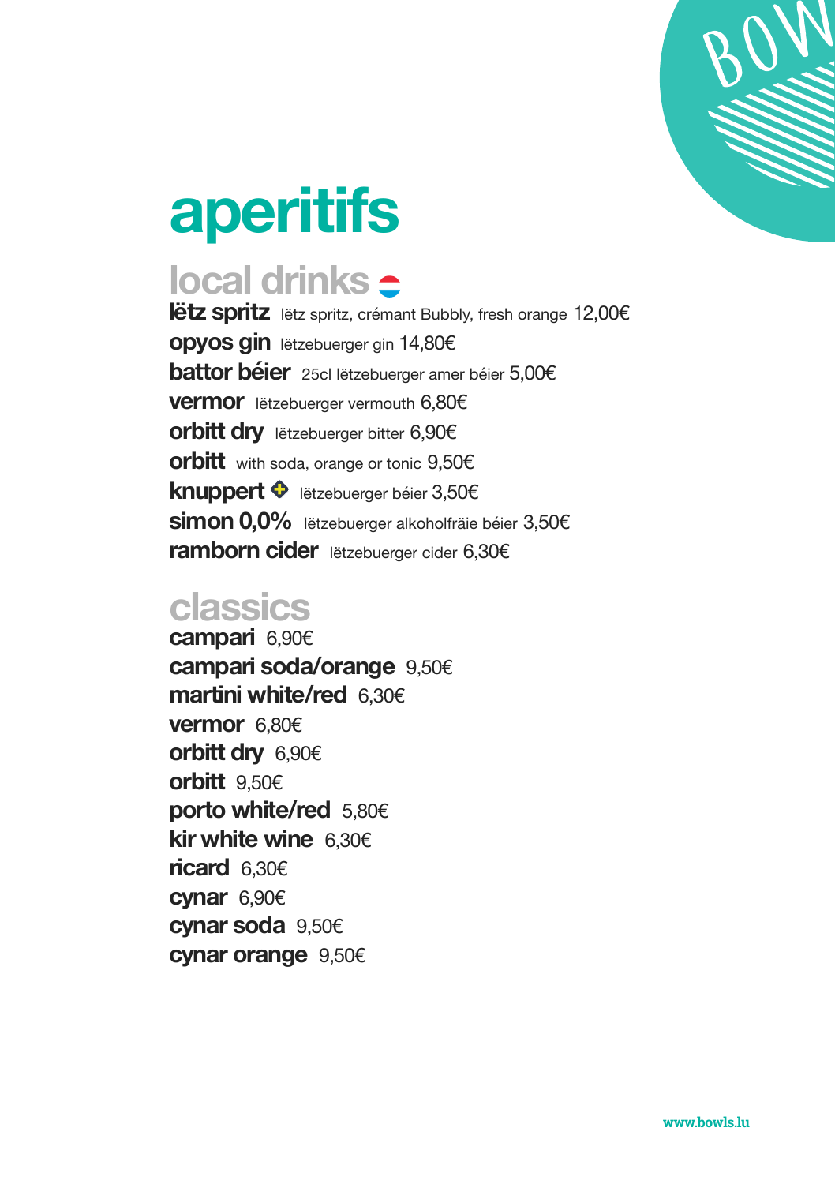# aperitifs

## local drinks

**lëtz spritz** lëtz spritz, crémant Bubbly, fresh orange 12,00€
**opyos gin** lëtzebuerger gin 14,80€
**battor béier** 25cl lëtzebuerger amer béier 5,00€
**vermor** lëtzebuerger vermouth 6,80€
**orbitt dry** lëtzebuerger bitter 6,90€
**orbitt** with soda, orange or tonic 9,50€
**knuppert** lëtzebuerger béier 3,50€
**simon 0,0%** lëtzebuerger alkoholfräie béier 3,50€
**ramborn cider** lëtzebuerger cider 6,30€

## classics

**campari** 6,90€
**campari soda/orange** 9,50€
**martini white/red** 6,30€
**vermor** 6,80€
**orbitt dry** 6,90€
**orbitt** 9,50€
**porto white/red** 5,80€
**kir white wine** 6,30€
**ricard** 6,30€
**cynar** 6,90€
**cynar soda** 9,50€
**cynar orange** 9,50€

www.bowls.lu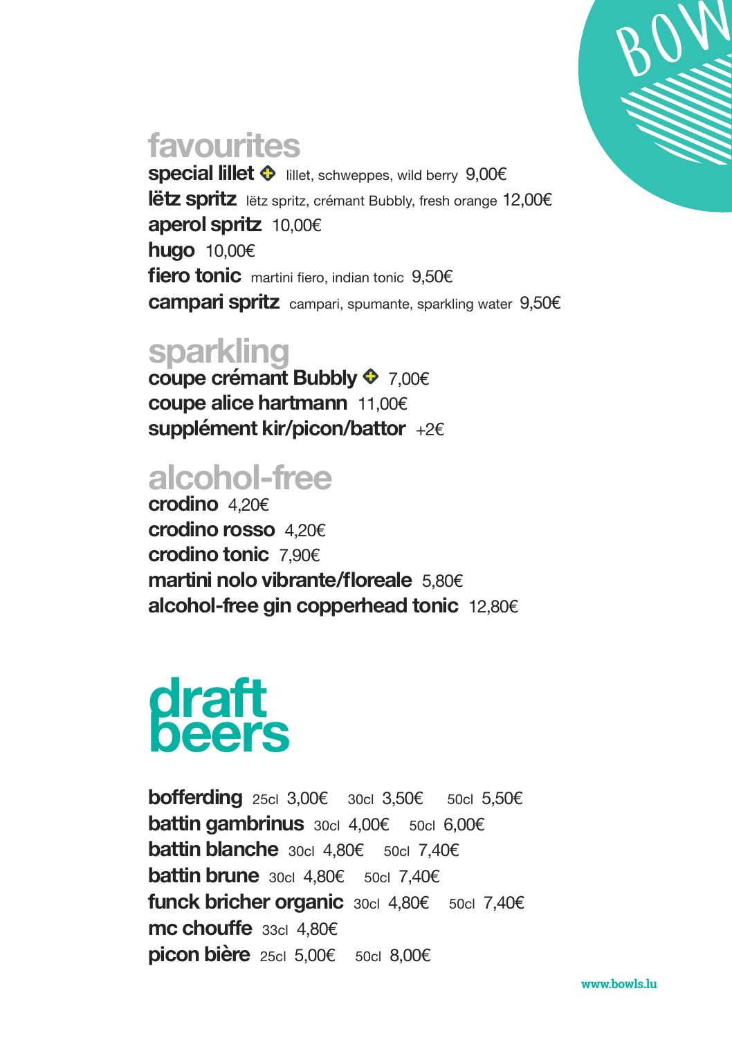## favourites

**special lillet** ✚ lillet, schweppes, wild berry 9,00€
**lëtz spritz** lëtz spritz, crémant Bubbly, fresh orange 12,00€
**aperol spritz** 10,00€
**hugo** 10,00€
**fiero tonic** martini fiero, indian tonic 9,50€
**campari spritz** campari, spumante, sparkling water 9,50€

## sparkling

**coupe crémant Bubbly** ✚ 7,00€
**coupe alice hartmann** 11,00€
**supplément kir/picon/battor** +2€

## alcohol-free

**crodino** 4,20€
**crodino rosso** 4,20€
**crodino tonic** 7,90€
**martini nolo vibrante/floreale** 5,80€
**alcohol-free gin copperhead tonic** 12,80€

# draft beers

**bofferding** 25cl 3,00€ 30cl 3,50€ 50cl 5,50€
**battin gambrinus** 30cl 4,00€ 50cl 6,00€
**battin blanche** 30cl 4,80€ 50cl 7,40€
**battin brune** 30cl 4,80€ 50cl 7,40€
**funck bricher organic** 30cl 4,80€ 50cl 7,40€
**mc chouffe** 33cl 4,80€
**picon bière** 25cl 5,00€ 50cl 8,00€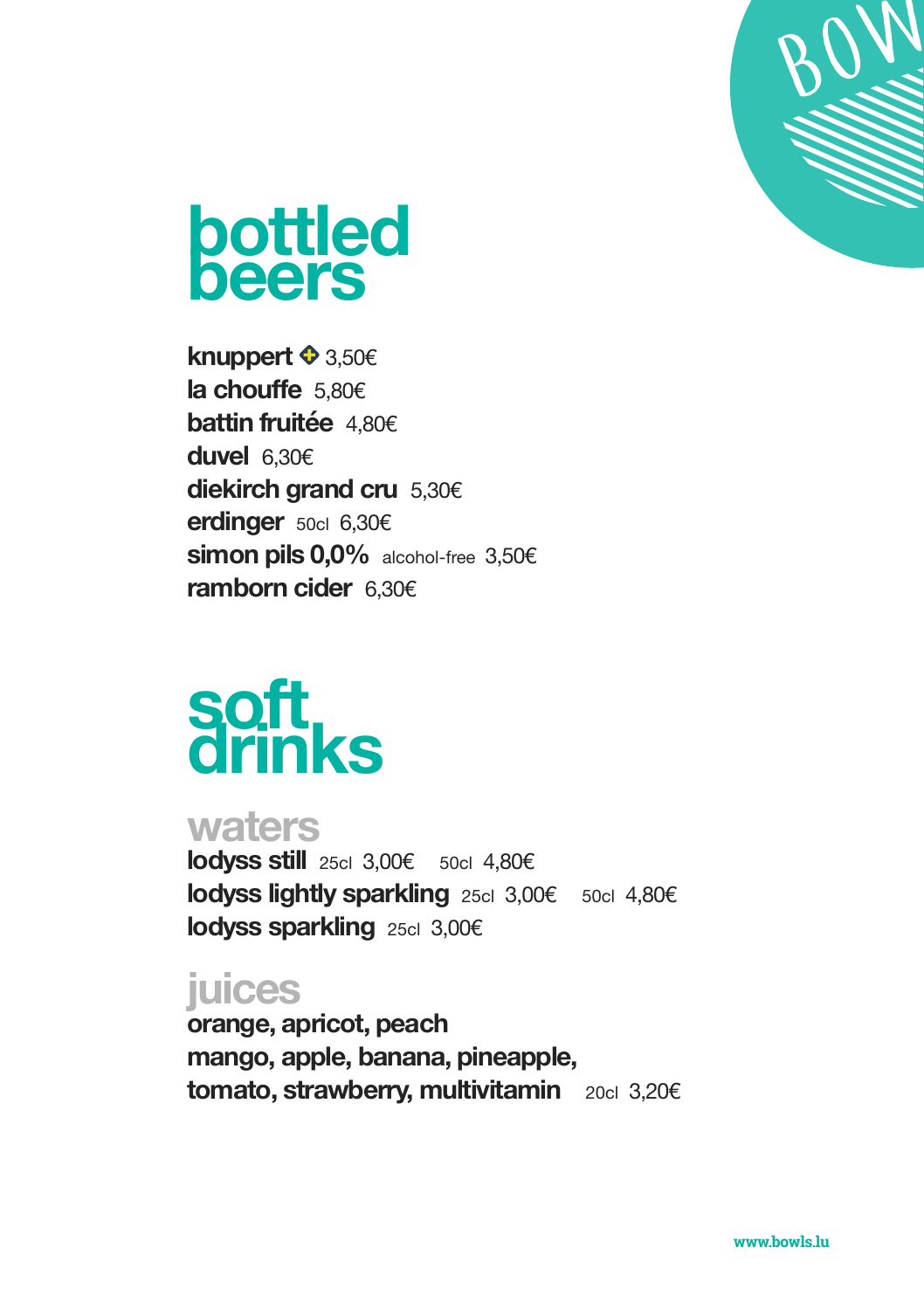# bottled beers

**knuppert** ✚ 3,50€
**la chouffe** 5,80€
**battin fruitée** 4,80€
**duvel** 6,30€
**diekirch grand cru** 5,30€
**erdinger** 50cl 6,30€
**simon pils 0,0%** alcohol-free 3,50€
**ramborn cider** 6,30€

# soft drinks

## waters

**lodyss still** 25cl 3,00€ 50cl 4,80€
**lodyss lightly sparkling** 25cl 3,00€ 50cl 4,80€
**lodyss sparkling** 25cl 3,00€

## juices

**orange, apricot, peach**
**mango, apple, banana, pineapple,**
**tomato, strawberry, multivitamin** 20cl 3,20€

www.bowls.lu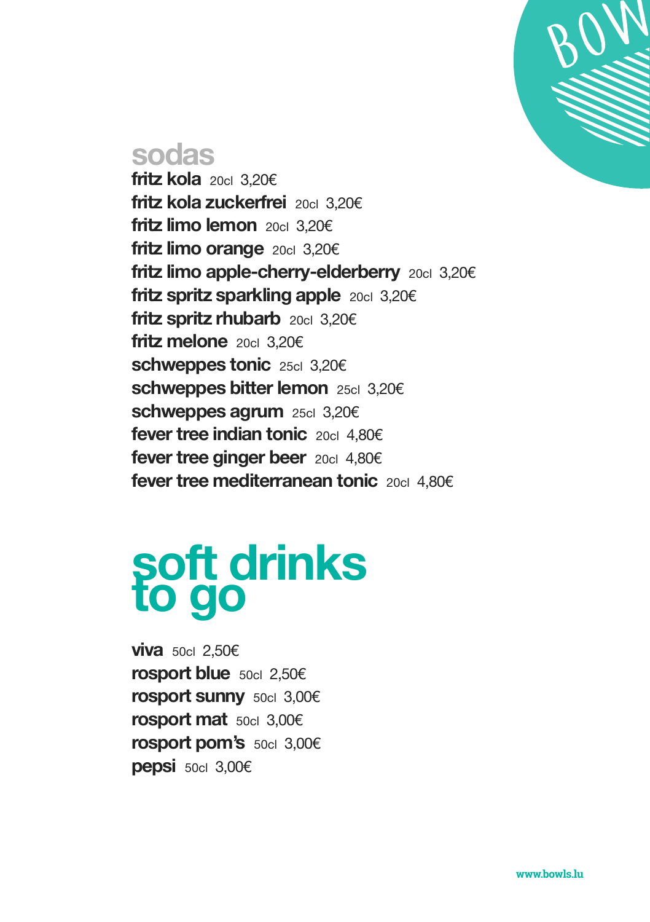## sodas

**fritz kola** 20cl 3,20€
**fritz kola zuckerfrei** 20cl 3,20€
**fritz limo lemon** 20cl 3,20€
**fritz limo orange** 20cl 3,20€
**fritz limo apple-cherry-elderberry** 20cl 3,20€
**fritz spritz sparkling apple** 20cl 3,20€
**fritz spritz rhubarb** 20cl 3,20€
**fritz melone** 20cl 3,20€
**schweppes tonic** 25cl 3,20€
**schweppes bitter lemon** 25cl 3,20€
**schweppes agrum** 25cl 3,20€
**fever tree indian tonic** 20cl 4,80€
**fever tree ginger beer** 20cl 4,80€
**fever tree mediterranean tonic** 20cl 4,80€

# soft drinks to go

**viva** 50cl 2,50€
**rosport blue** 50cl 2,50€
**rosport sunny** 50cl 3,00€
**rosport mat** 50cl 3,00€
**rosport pom's** 50cl 3,00€
**pepsi** 50cl 3,00€

www.bowls.lu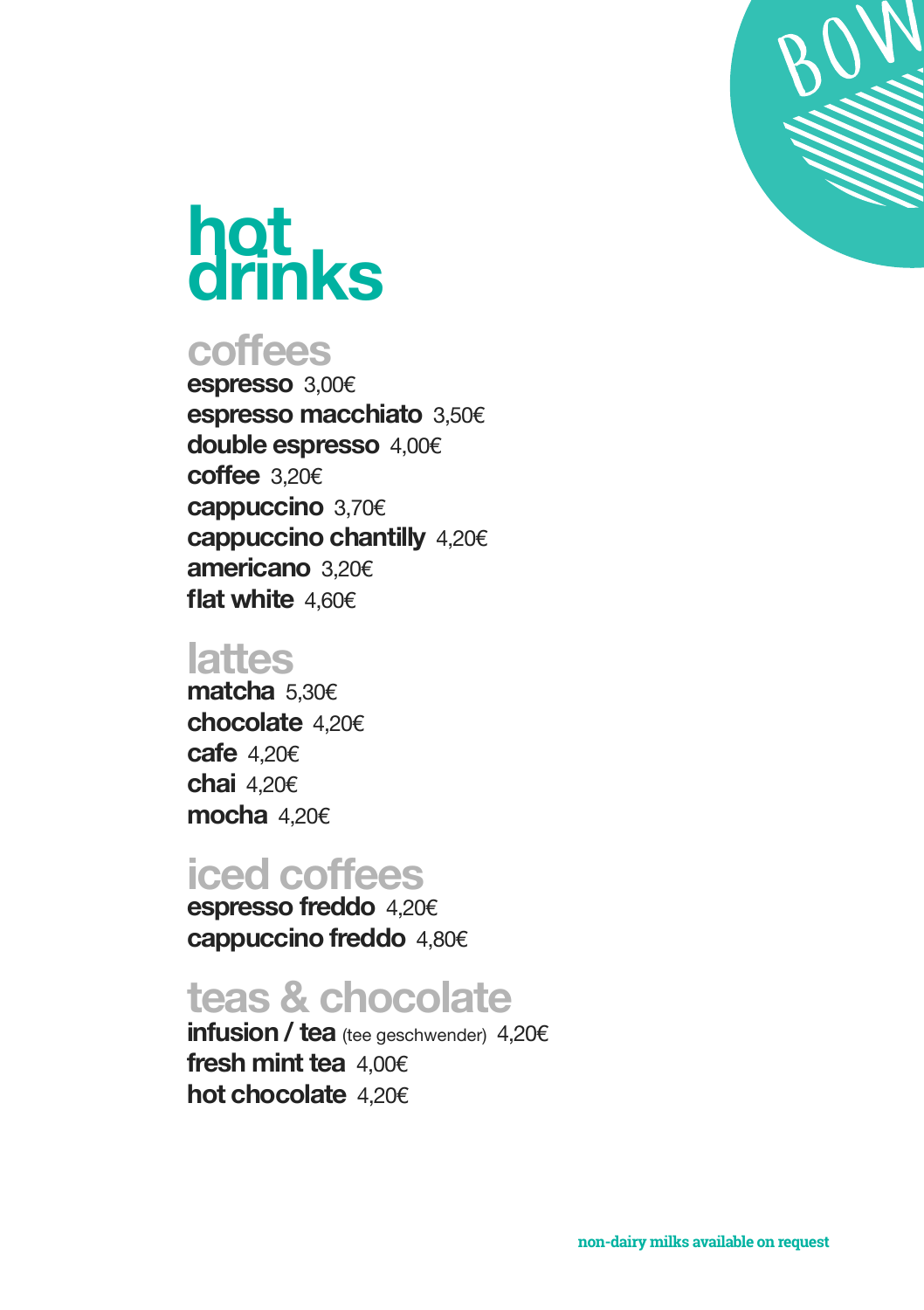# hot drinks

## coffees

**espresso** 3,00€
**espresso macchiato** 3,50€
**double espresso** 4,00€
**coffee** 3,20€
**cappuccino** 3,70€
**cappuccino chantilly** 4,20€
**americano** 3,20€
**flat white** 4,60€

## lattes

**matcha** 5,30€
**chocolate** 4,20€
**cafe** 4,20€
**chai** 4,20€
**mocha** 4,20€

## iced coffees

**espresso freddo** 4,20€
**cappuccino freddo** 4,80€

## teas & chocolate

**infusion / tea** (tee geschwender) 4,20€
**fresh mint tea** 4,00€
**hot chocolate** 4,20€

**non-dairy milks available on request**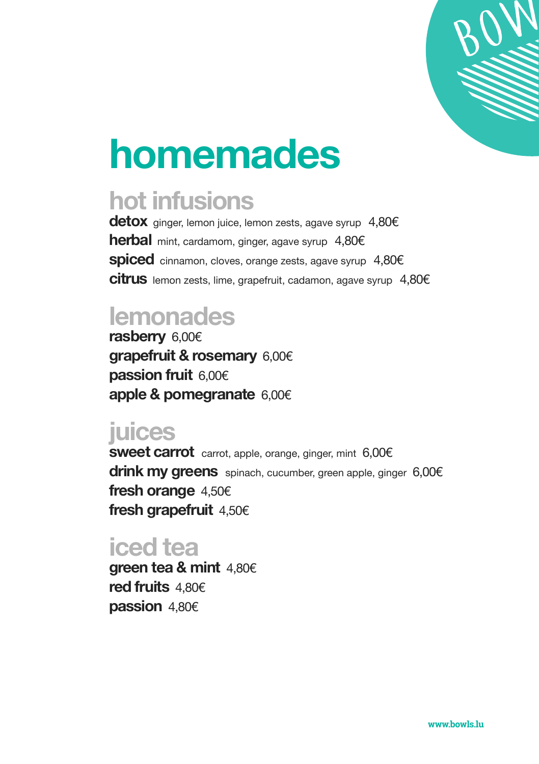# homemades

## hot infusions

**detox** ginger, lemon juice, lemon zests, agave syrup 4,80€
**herbal** mint, cardamom, ginger, agave syrup 4,80€
**spiced** cinnamon, cloves, orange zests, agave syrup 4,80€
**citrus** lemon zests, lime, grapefruit, cadamon, agave syrup 4,80€

## lemonades

**rasberry** 6,00€
**grapefruit & rosemary** 6,00€
**passion fruit** 6,00€
**apple & pomegranate** 6,00€

## juices

**sweet carrot** carrot, apple, orange, ginger, mint 6,00€
**drink my greens** spinach, cucumber, green apple, ginger 6,00€
**fresh orange** 4,50€
**fresh grapefruit** 4,50€

## iced tea

**green tea & mint** 4,80€
**red fruits** 4,80€
**passion** 4,80€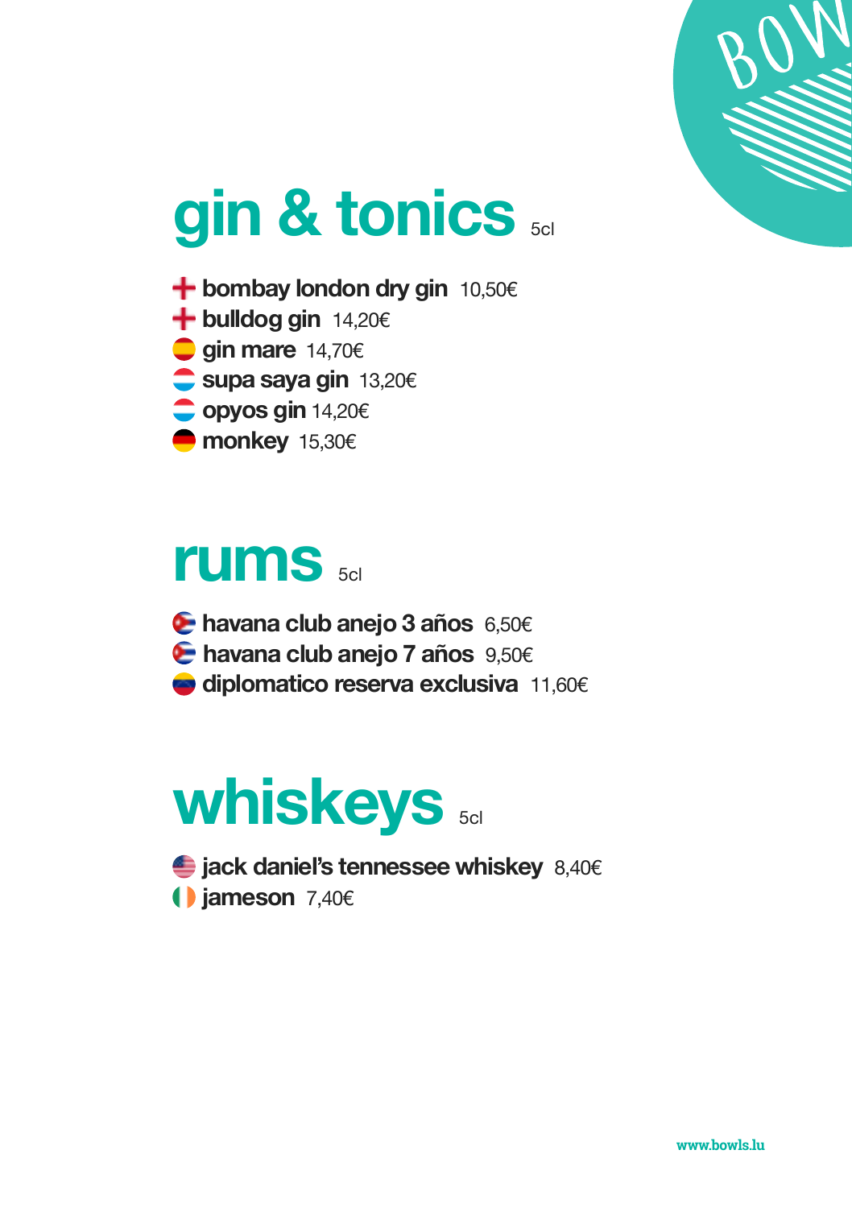# gin & tonics 5cl

- **bombay london dry gin** 10,50€
- **bulldog gin** 14,20€
- **gin mare** 14,70€
- **supa saya gin** 13,20€
- **opyos gin** 14,20€
- **monkey** 15,30€

# rums 5cl

- **havana club anejo 3 años** 6,50€
- **havana club anejo 7 años** 9,50€
- **diplomatico reserva exclusiva** 11,60€

# whiskeys 5cl

- **jack daniel's tennessee whiskey** 8,40€
- **jameson** 7,40€

www.bowls.lu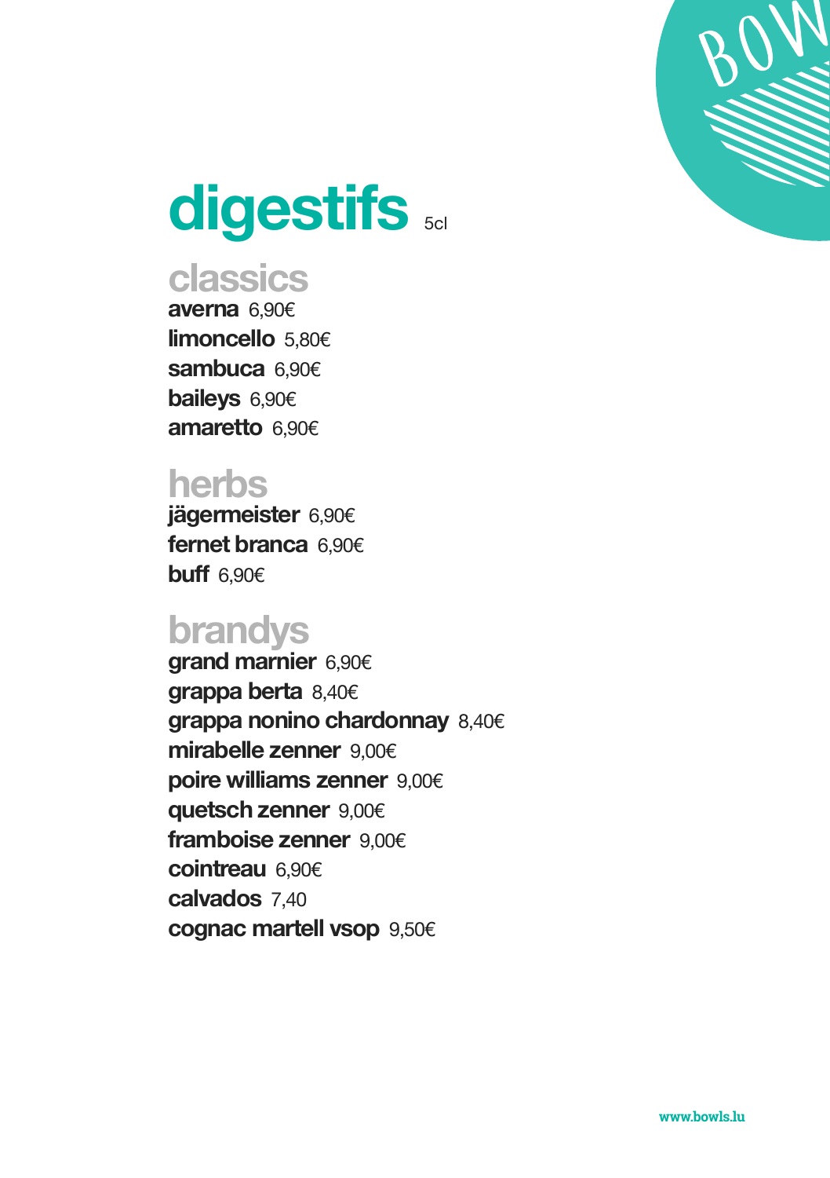# digestifs 5cl

## classics

**averna** 6,90€
**limoncello** 5,80€
**sambuca** 6,90€
**baileys** 6,90€
**amaretto** 6,90€

## herbs

**jägermeister** 6,90€
**fernet branca** 6,90€
**buff** 6,90€

## brandys

**grand marnier** 6,90€
**grappa berta** 8,40€
**grappa nonino chardonnay** 8,40€
**mirabelle zenner** 9,00€
**poire williams zenner** 9,00€
**quetsch zenner** 9,00€
**framboise zenner** 9,00€
**cointreau** 6,90€
**calvados** 7,40
**cognac martell vsop** 9,50€

www.bowls.lu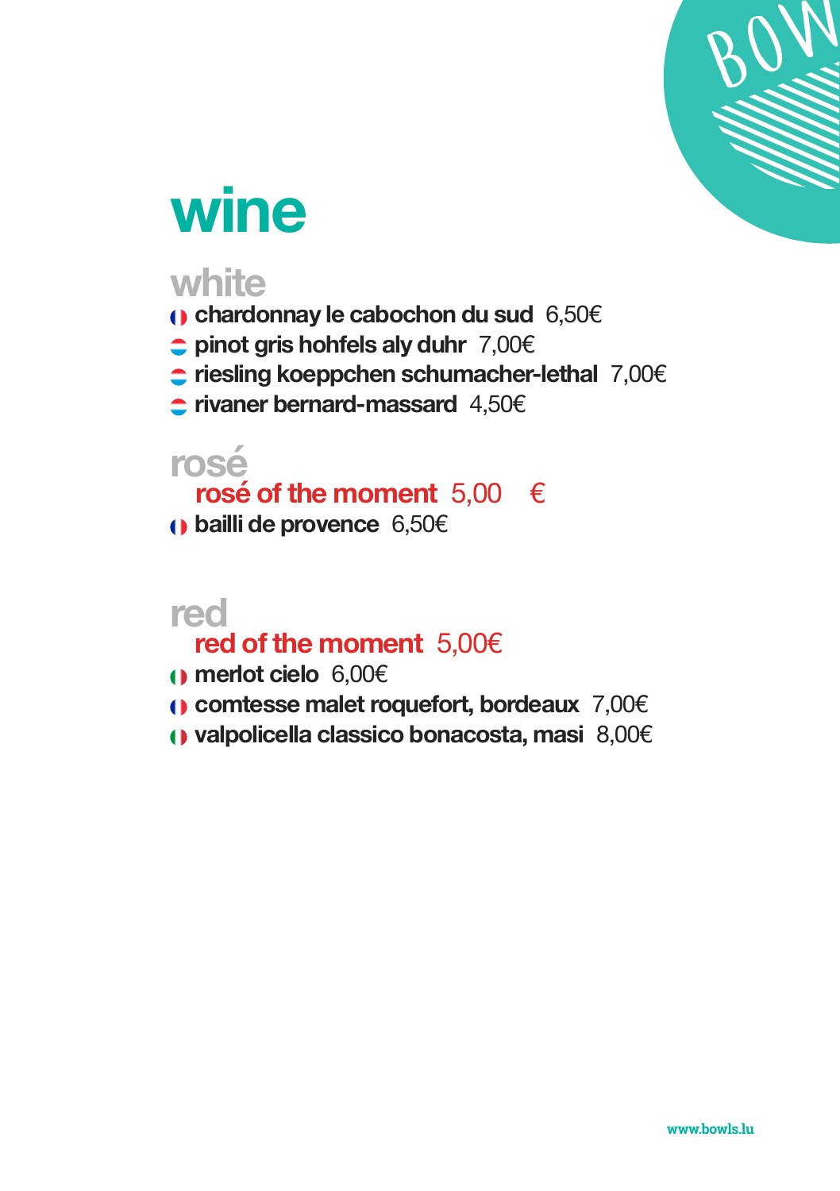# wine

## white

- **chardonnay le cabochon du sud** 6,50€
- **pinot gris hohfels aly duhr** 7,00€
- **riesling koeppchen schumacher-lethal** 7,00€
- **rivaner bernard-massard** 4,50€

## rosé

**rosé of the moment** 5,00 €

- **bailli de provence** 6,50€

## red

**red of the moment** 5,00€

- **merlot cielo** 6,00€
- **comtesse malet roquefort, bordeaux** 7,00€
- **valpolicella classico bonacosta, masi** 8,00€

www.bowls.lu